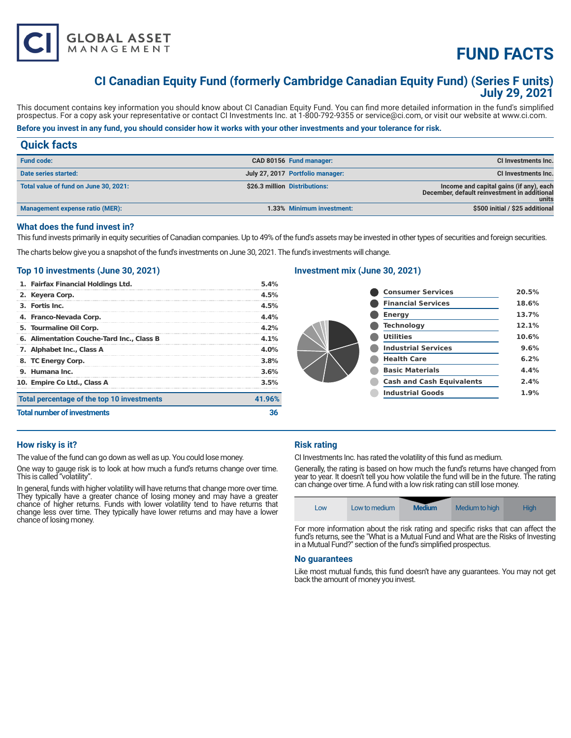# FUND FACTS

## CI Canadian Equity Fund (formerly Cambridge Canadian Equity Fund) (Series F units)
## July 29, 2021

This document contains key information you should know about CI Canadian Equity Fund. You can find more detailed information in the fund's simplified prospectus. For a copy ask your representative or contact CI Investments Inc. at 1-800-792-9355 or service@ci.com, or visit our website at www.ci.com.

**Before you invest in any fund, you should consider how it works with your other investments and your tolerance for risk.**

## Quick facts

| | | | |
|---|---|---|---|
| **Fund code:** | CAD 80156 | **Fund manager:** | CI Investments Inc. |
| **Date series started:** | July 27, 2017 | **Portfolio manager:** | CI Investments Inc. |
| **Total value of fund on June 30, 2021:** | $26.3 million | **Distributions:** | Income and capital gains (if any), each December, default reinvestment in additional units |
| **Management expense ratio (MER):** | 1.33% | **Minimum investment:** | $500 initial / $25 additional |

### What does the fund invest in?

This fund invests primarily in equity securities of Canadian companies. Up to 49% of the fund's assets may be invested in other types of securities and foreign securities.

The charts below give you a snapshot of the fund's investments on June 30, 2021. The fund's investments will change.

### Top 10 investments (June 30, 2021)

| | |
|---|---|
| 1. Fairfax Financial Holdings Ltd. | 5.4% |
| 2. Keyera Corp. | 4.5% |
| 3. Fortis Inc. | 4.5% |
| 4. Franco-Nevada Corp. | 4.4% |
| 5. Tourmaline Oil Corp. | 4.2% |
| 6. Alimentation Couche-Tard Inc., Class B | 4.1% |
| 7. Alphabet Inc., Class A | 4.0% |
| 8. TC Energy Corp. | 3.8% |
| 9. Humana Inc. | 3.6% |
| 10. Empire Co Ltd., Class A | 3.5% |
| **Total percentage of the top 10 investments** | **41.96%** |
| **Total number of investments** | **36** |

### Investment mix (June 30, 2021)

| | |
|---|---|
| Consumer Services | 20.5% |
| Financial Services | 18.6% |
| Energy | 13.7% |
| Technology | 12.1% |
| Utilities | 10.6% |
| Industrial Services | 9.6% |
| Health Care | 6.2% |
| Basic Materials | 4.4% |
| Cash and Cash Equivalents | 2.4% |
| Industrial Goods | 1.9% |

### How risky is it?

The value of the fund can go down as well as up. You could lose money.

One way to gauge risk is to look at how much a fund's returns change over time. This is called "volatility".

In general, funds with higher volatility will have returns that change more over time. They typically have a greater chance of losing money and may have a greater chance of higher returns. Funds with lower volatility tend to have returns that change less over time. They typically have lower returns and may have a lower chance of losing money.

### Risk rating

CI Investments Inc. has rated the volatility of this fund as medium.

Generally, the rating is based on how much the fund's returns have changed from year to year. It doesn't tell you how volatile the fund will be in the future. The rating can change over time. A fund with a low risk rating can still lose money.

| Low | Low to medium | **Medium** | Medium to high | High |
|---|---|---|---|---|

For more information about the risk rating and specific risks that can affect the fund's returns, see the "What is a Mutual Fund and What are the Risks of Investing in a Mutual Fund?" section of the fund's simplified prospectus.

### No guarantees

Like most mutual funds, this fund doesn't have any guarantees. You may not get back the amount of money you invest.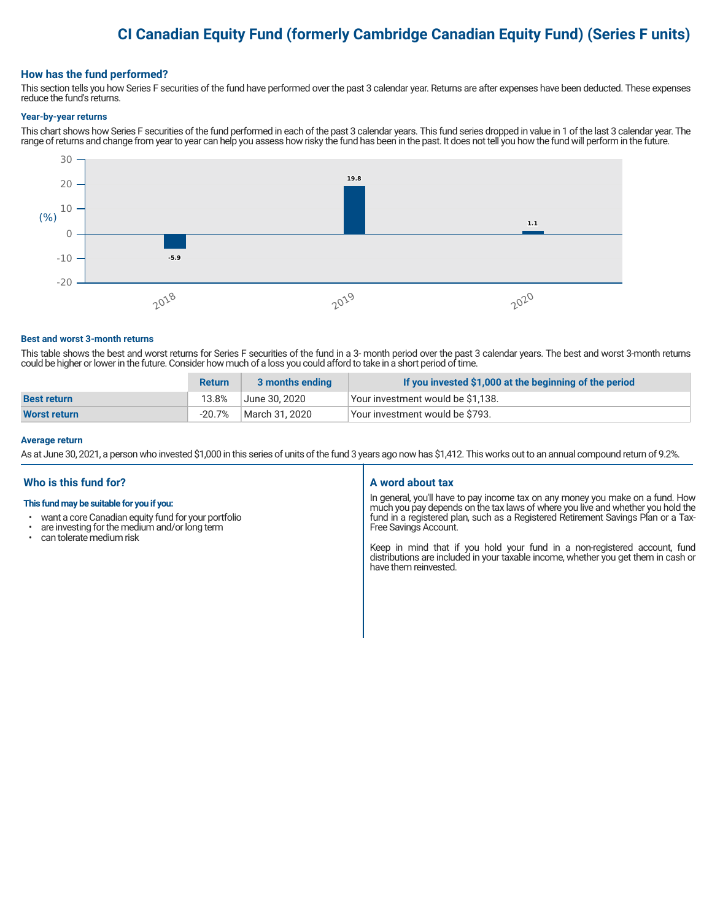# CI Canadian Equity Fund (formerly Cambridge Canadian Equity Fund) (Series F units)

## How has the fund performed?

This section tells you how Series F securities of the fund have performed over the past 3 calendar year. Returns are after expenses have been deducted. These expenses reduce the fund's returns.

### Year-by-year returns

This chart shows how Series F securities of the fund performed in each of the past 3 calendar years. This fund series dropped in value in 1 of the last 3 calendar year. The range of returns and change from year to year can help you assess how risky the fund has been in the past. It does not tell you how the fund will perform in the future.

| Year | Return (%) |
|---|---|
| 2018 | -5.9 |
| 2019 | 19.8 |
| 2020 | 1.1 |

### Best and worst 3-month returns

This table shows the best and worst returns for Series F securities of the fund in a 3- month period over the past 3 calendar years. The best and worst 3-month returns could be higher or lower in the future. Consider how much of a loss you could afford to take in a short period of time.

| | Return | 3 months ending | If you invested $1,000 at the beginning of the period |
|---|---|---|---|
| **Best return** | 13.8% | June 30, 2020 | Your investment would be $1,138. |
| **Worst return** | -20.7% | March 31, 2020 | Your investment would be $793. |

### Average return

As at June 30, 2021, a person who invested $1,000 in this series of units of the fund 3 years ago now has $1,412. This works out to an annual compound return of 9.2%.

## Who is this fund for?

**This fund may be suitable for you if you:**

- want a core Canadian equity fund for your portfolio
- are investing for the medium and/or long term
- can tolerate medium risk

## A word about tax

In general, you'll have to pay income tax on any money you make on a fund. How much you pay depends on the tax laws of where you live and whether you hold the fund in a registered plan, such as a Registered Retirement Savings Plan or a Tax-Free Savings Account.

Keep in mind that if you hold your fund in a non-registered account, fund distributions are included in your taxable income, whether you get them in cash or have them reinvested.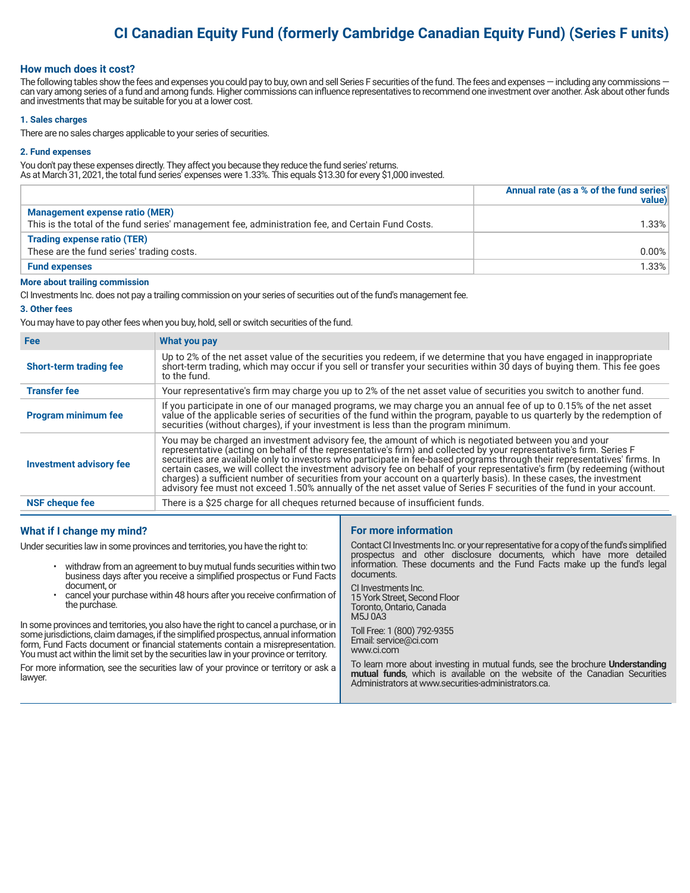# CI Canadian Equity Fund (formerly Cambridge Canadian Equity Fund) (Series F units)

## How much does it cost?

The following tables show the fees and expenses you could pay to buy, own and sell Series F securities of the fund. The fees and expenses — including any commissions — can vary among series of a fund and among funds. Higher commissions can influence representatives to recommend one investment over another. Ask about other funds and investments that may be suitable for you at a lower cost.

### 1. Sales charges

There are no sales charges applicable to your series of securities.

### 2. Fund expenses

You don't pay these expenses directly. They affect you because they reduce the fund series' returns.
As at March 31, 2021, the total fund series' expenses were 1.33%. This equals $13.30 for every $1,000 invested.

| | Annual rate (as a % of the fund series' value) |
|---|---|
| **Management expense ratio (MER)**<br>This is the total of the fund series' management fee, administration fee, and Certain Fund Costs. | 1.33% |
| **Trading expense ratio (TER)**<br>These are the fund series' trading costs. | 0.00% |
| **Fund expenses** | 1.33% |

**More about trailing commission**

CI Investments Inc. does not pay a trailing commission on your series of securities out of the fund's management fee.

### 3. Other fees

You may have to pay other fees when you buy, hold, sell or switch securities of the fund.

| Fee | What you pay |
|---|---|
| **Short-term trading fee** | Up to 2% of the net asset value of the securities you redeem, if we determine that you have engaged in inappropriate short-term trading, which may occur if you sell or transfer your securities within 30 days of buying them. This fee goes to the fund. |
| **Transfer fee** | Your representative's firm may charge you up to 2% of the net asset value of securities you switch to another fund. |
| **Program minimum fee** | If you participate in one of our managed programs, we may charge you an annual fee of up to 0.15% of the net asset value of the applicable series of securities of the fund within the program, payable to us quarterly by the redemption of securities (without charges), if your investment is less than the program minimum. |
| **Investment advisory fee** | You may be charged an investment advisory fee, the amount of which is negotiated between you and your representative (acting on behalf of the representative's firm) and collected by your representative's firm. Series F securities are available only to investors who participate in fee-based programs through their representatives' firms. In certain cases, we will collect the investment advisory fee on behalf of your representative's firm (by redeeming (without charges) a sufficient number of securities from your account on a quarterly basis). In these cases, the investment advisory fee must not exceed 1.50% annually of the net asset value of Series F securities of the fund in your account. |
| **NSF cheque fee** | There is a $25 charge for all cheques returned because of insufficient funds. |

## What if I change my mind?

Under securities law in some provinces and territories, you have the right to:

- withdraw from an agreement to buy mutual funds securities within two business days after you receive a simplified prospectus or Fund Facts document, or
- cancel your purchase within 48 hours after you receive confirmation of the purchase.

In some provinces and territories, you also have the right to cancel a purchase, or in some jurisdictions, claim damages, if the simplified prospectus, annual information form, Fund Facts document or financial statements contain a misrepresentation. You must act within the limit set by the securities law in your province or territory.

For more information, see the securities law of your province or territory or ask a lawyer.

## For more information

Contact CI Investments Inc. or your representative for a copy of the fund's simplified prospectus and other disclosure documents, which have more detailed information. These documents and the Fund Facts make up the fund's legal documents.

CI Investments Inc.
15 York Street, Second Floor
Toronto, Ontario, Canada
M5J 0A3

Toll Free: 1 (800) 792-9355
Email: service@ci.com
www.ci.com

To learn more about investing in mutual funds, see the brochure **Understanding mutual funds**, which is available on the website of the Canadian Securities Administrators at www.securities-administrators.ca.